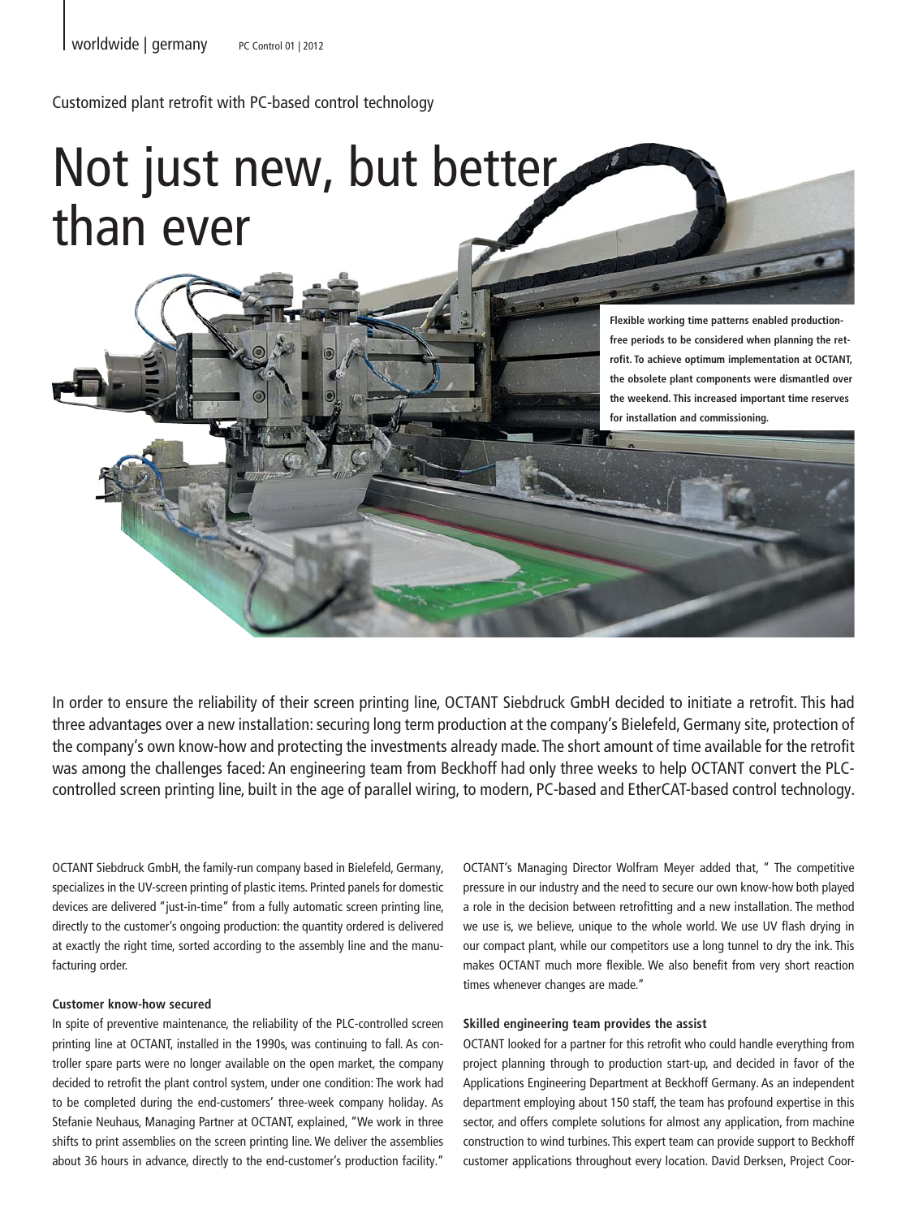Customized plant retrofit with PC-based control technology

# Not just new, but better than ever

**Flexible working time patterns enabled production-free periods to be considered when planning the retrofit. To achieve optimum implementation at OCTANT, the obsolete plant components were dismantled over the weekend. This increased important time reserves for installation and commissioning.**

In order to ensure the reliability of their screen printing line, OCTANT Siebdruck GmbH decided to initiate a retrofit. This had three advantages over a new installation: securing long term production at the company's Bielefeld, Germany site, protection of the company's own know-how and protecting the investments already made. The short amount of time available for the retrofit was among the challenges faced: An engineering team from Beckhoff had only three weeks to help OCTANT convert the PLC-controlled screen printing line, built in the age of parallel wiring, to modern, PC-based and EtherCAT-based control technology.

OCTANT Siebdruck GmbH, the family-run company based in Bielefeld, Germany, specializes in the UV-screen printing of plastic items. Printed panels for domestic devices are delivered "just-in-time" from a fully automatic screen printing line, directly to the customer's ongoing production: the quantity ordered is delivered at exactly the right time, sorted according to the assembly line and the manufacturing order.

### Customer know-how secured

In spite of preventive maintenance, the reliability of the PLC-controlled screen printing line at OCTANT, installed in the 1990s, was continuing to fall. As controller spare parts were no longer available on the open market, the company decided to retrofit the plant control system, under one condition: The work had to be completed during the end-customers' three-week company holiday. As Stefanie Neuhaus, Managing Partner at OCTANT, explained, "We work in three shifts to print assemblies on the screen printing line. We deliver the assemblies about 36 hours in advance, directly to the end-customer's production facility."

OCTANT's Managing Director Wolfram Meyer added that, " The competitive pressure in our industry and the need to secure our own know-how both played a role in the decision between retrofitting and a new installation. The method we use is, we believe, unique to the whole world. We use UV flash drying in our compact plant, while our competitors use a long tunnel to dry the ink. This makes OCTANT much more flexible. We also benefit from very short reaction times whenever changes are made."

### Skilled engineering team provides the assist

OCTANT looked for a partner for this retrofit who could handle everything from project planning through to production start-up, and decided in favor of the Applications Engineering Department at Beckhoff Germany. As an independent department employing about 150 staff, the team has profound expertise in this sector, and offers complete solutions for almost any application, from machine construction to wind turbines. This expert team can provide support to Beckhoff customer applications throughout every location. David Derksen, Project Coor-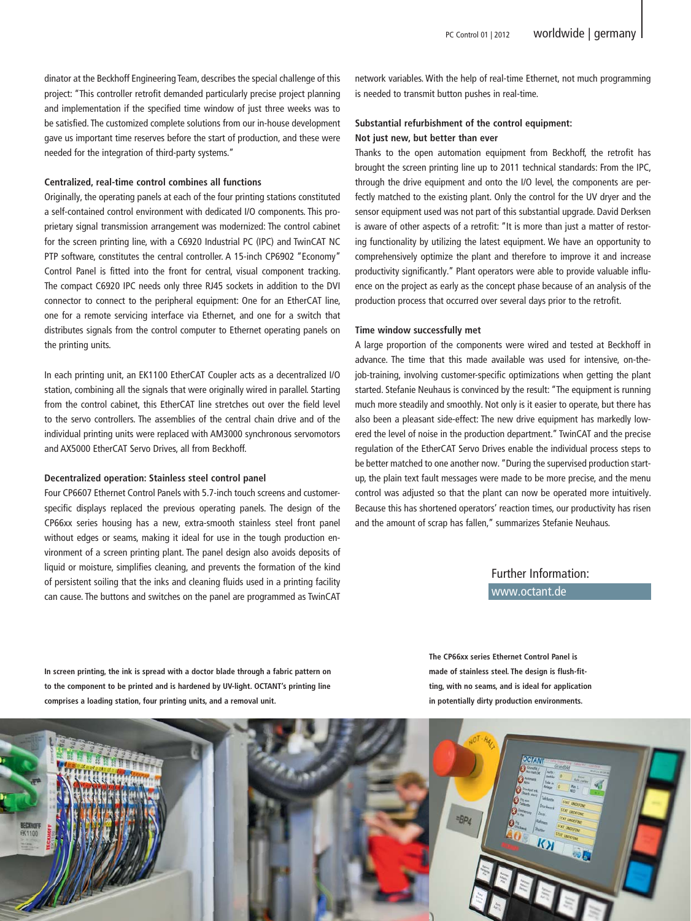dinator at the Beckhoff Engineering Team, describes the special challenge of this project: "This controller retrofit demanded particularly precise project planning and implementation if the specified time window of just three weeks was to be satisfied. The customized complete solutions from our in-house development gave us important time reserves before the start of production, and these were needed for the integration of third-party systems."

**Centralized, real-time control combines all functions**

Originally, the operating panels at each of the four printing stations constituted a self-contained control environment with dedicated I/O components. This proprietary signal transmission arrangement was modernized: The control cabinet for the screen printing line, with a C6920 Industrial PC (IPC) and TwinCAT NC PTP software, constitutes the central controller. A 15-inch CP6902 "Economy" Control Panel is fitted into the front for central, visual component tracking. The compact C6920 IPC needs only three RJ45 sockets in addition to the DVI connector to connect to the peripheral equipment: One for an EtherCAT line, one for a remote servicing interface via Ethernet, and one for a switch that distributes signals from the control computer to Ethernet operating panels on the printing units.

In each printing unit, an EK1100 EtherCAT Coupler acts as a decentralized I/O station, combining all the signals that were originally wired in parallel. Starting from the control cabinet, this EtherCAT line stretches out over the field level to the servo controllers. The assemblies of the central chain drive and of the individual printing units were replaced with AM3000 synchronous servomotors and AX5000 EtherCAT Servo Drives, all from Beckhoff.

**Decentralized operation: Stainless steel control panel**

Four CP6607 Ethernet Control Panels with 5.7-inch touch screens and customer-specific displays replaced the previous operating panels. The design of the CP66xx series housing has a new, extra-smooth stainless steel front panel without edges or seams, making it ideal for use in the tough production environment of a screen printing plant. The panel design also avoids deposits of liquid or moisture, simplifies cleaning, and prevents the formation of the kind of persistent soiling that the inks and cleaning fluids used in a printing facility can cause. The buttons and switches on the panel are programmed as TwinCAT network variables. With the help of real-time Ethernet, not much programming is needed to transmit button pushes in real-time.

**Substantial refurbishment of the control equipment: Not just new, but better than ever**

Thanks to the open automation equipment from Beckhoff, the retrofit has brought the screen printing line up to 2011 technical standards: From the IPC, through the drive equipment and onto the I/O level, the components are perfectly matched to the existing plant. Only the control for the UV dryer and the sensor equipment used was not part of this substantial upgrade. David Derksen is aware of other aspects of a retrofit: "It is more than just a matter of restoring functionality by utilizing the latest equipment. We have an opportunity to comprehensively optimize the plant and therefore to improve it and increase productivity significantly." Plant operators were able to provide valuable influence on the project as early as the concept phase because of an analysis of the production process that occurred over several days prior to the retrofit.

**Time window successfully met**

A large proportion of the components were wired and tested at Beckhoff in advance. The time that this made available was used for intensive, on-the-job-training, involving customer-specific optimizations when getting the plant started. Stefanie Neuhaus is convinced by the result: "The equipment is running much more steadily and smoothly. Not only is it easier to operate, but there has also been a pleasant side-effect: The new drive equipment has markedly lowered the level of noise in the production department." TwinCAT and the precise regulation of the EtherCAT Servo Drives enable the individual process steps to be better matched to one another now. "During the supervised production start-up, the plain text fault messages were made to be more precise, and the menu control was adjusted so that the plant can now be operated more intuitively. Because this has shortened operators' reaction times, our productivity has risen and the amount of scrap has fallen," summarizes Stefanie Neuhaus.

Further Information:
www.octant.de

**In screen printing, the ink is spread with a doctor blade through a fabric pattern on to the component to be printed and is hardened by UV-light. OCTANT's printing line comprises a loading station, four printing units, and a removal unit.**

**The CP66xx series Ethernet Control Panel is made of stainless steel. The design is flush-fitting, with no seams, and is ideal for application in potentially dirty production environments.**